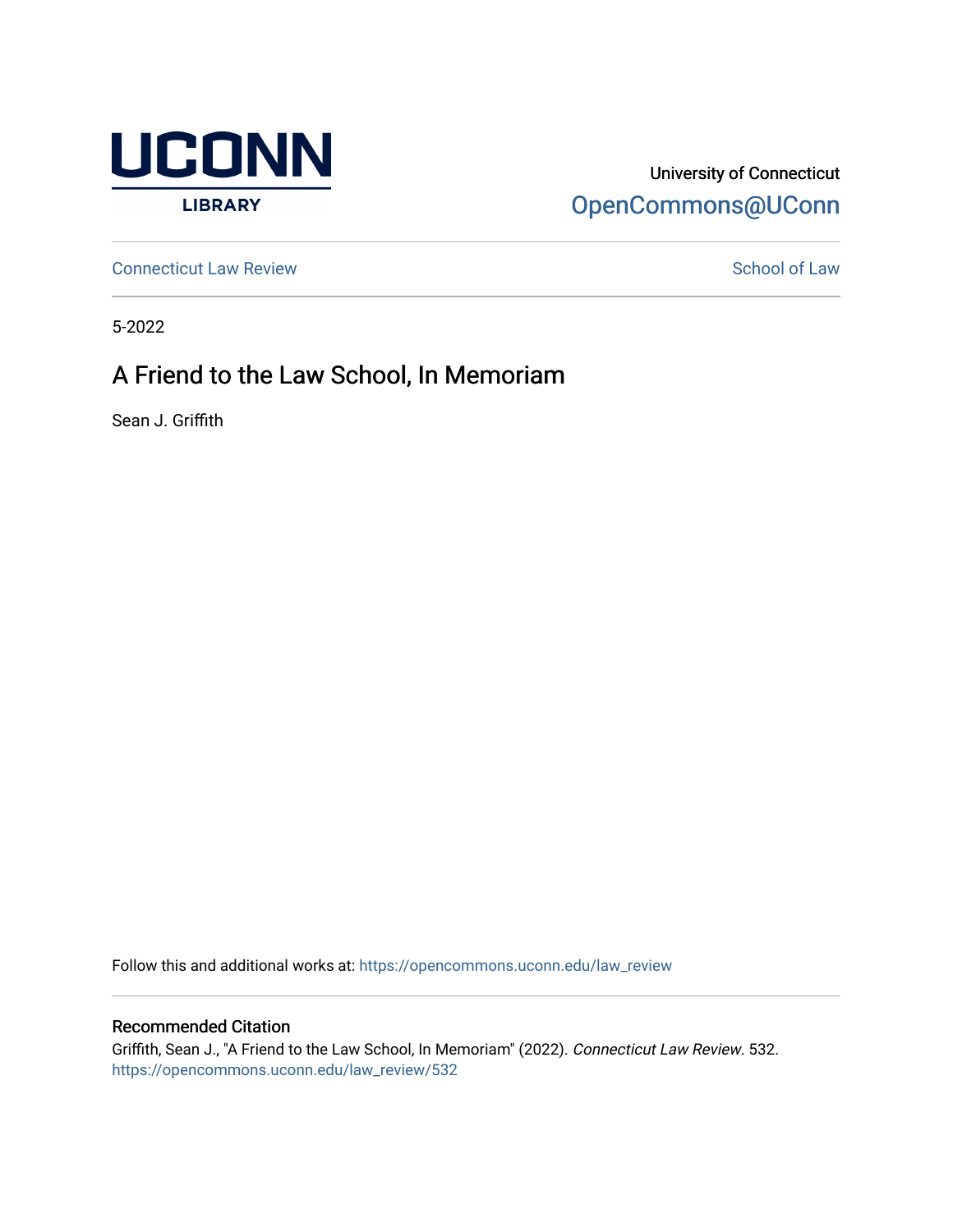University of Connecticut

OpenCommons@UConn

Connecticut Law Review

School of Law

5-2022

# A Friend to the Law School, In Memoriam

Sean J. Griffith

Follow this and additional works at: https://opencommons.uconn.edu/law_review

## Recommended Citation

Griffith, Sean J., "A Friend to the Law School, In Memoriam" (2022). *Connecticut Law Review*. 532.
https://opencommons.uconn.edu/law_review/532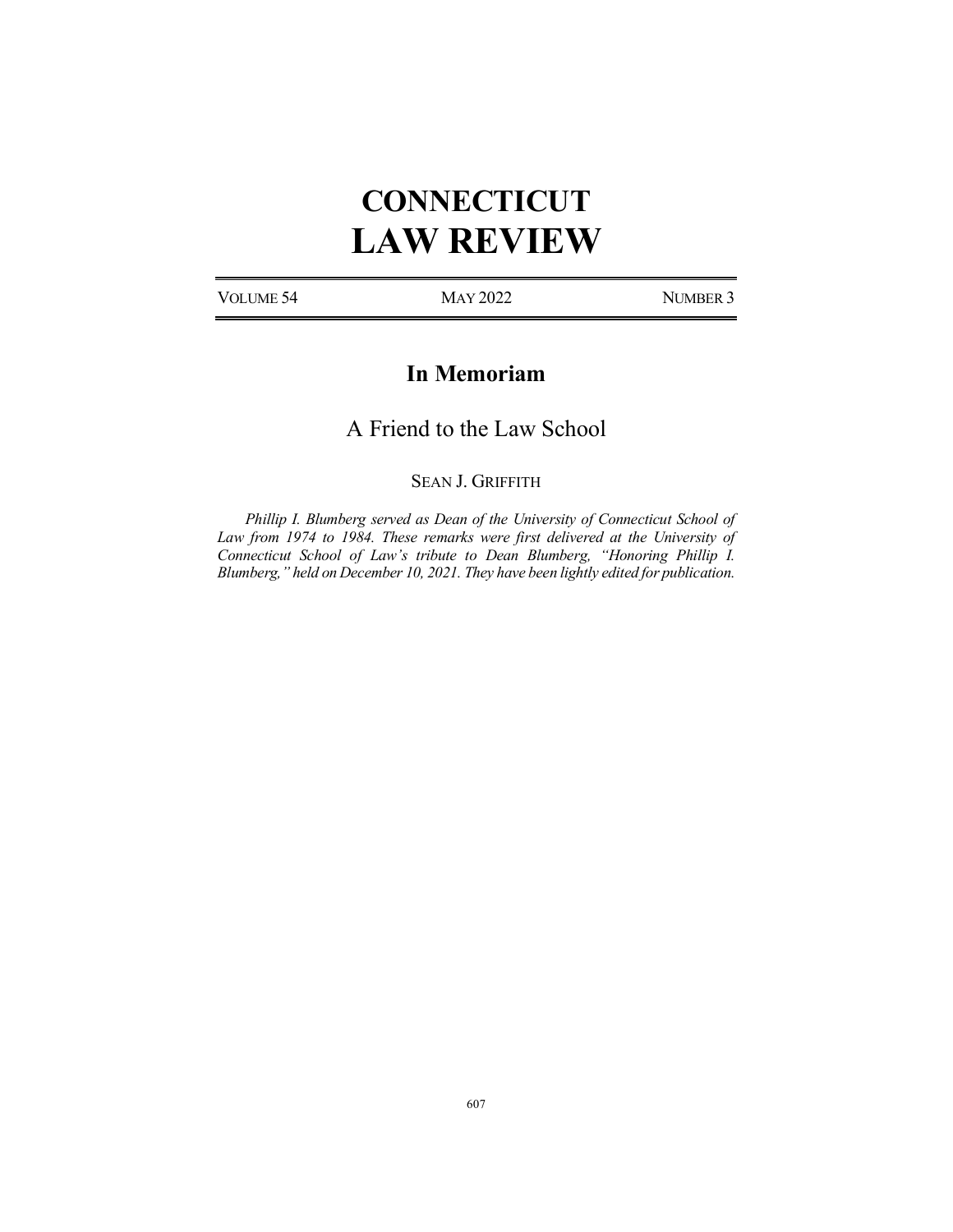# CONNECTICUT LAW REVIEW

VOLUME 54 | MAY 2022 | NUMBER 3

## In Memoriam

## A Friend to the Law School

SEAN J. GRIFFITH

*Phillip I. Blumberg served as Dean of the University of Connecticut School of Law from 1974 to 1984. These remarks were first delivered at the University of Connecticut School of Law's tribute to Dean Blumberg, "Honoring Phillip I. Blumberg," held on December 10, 2021. They have been lightly edited for publication.*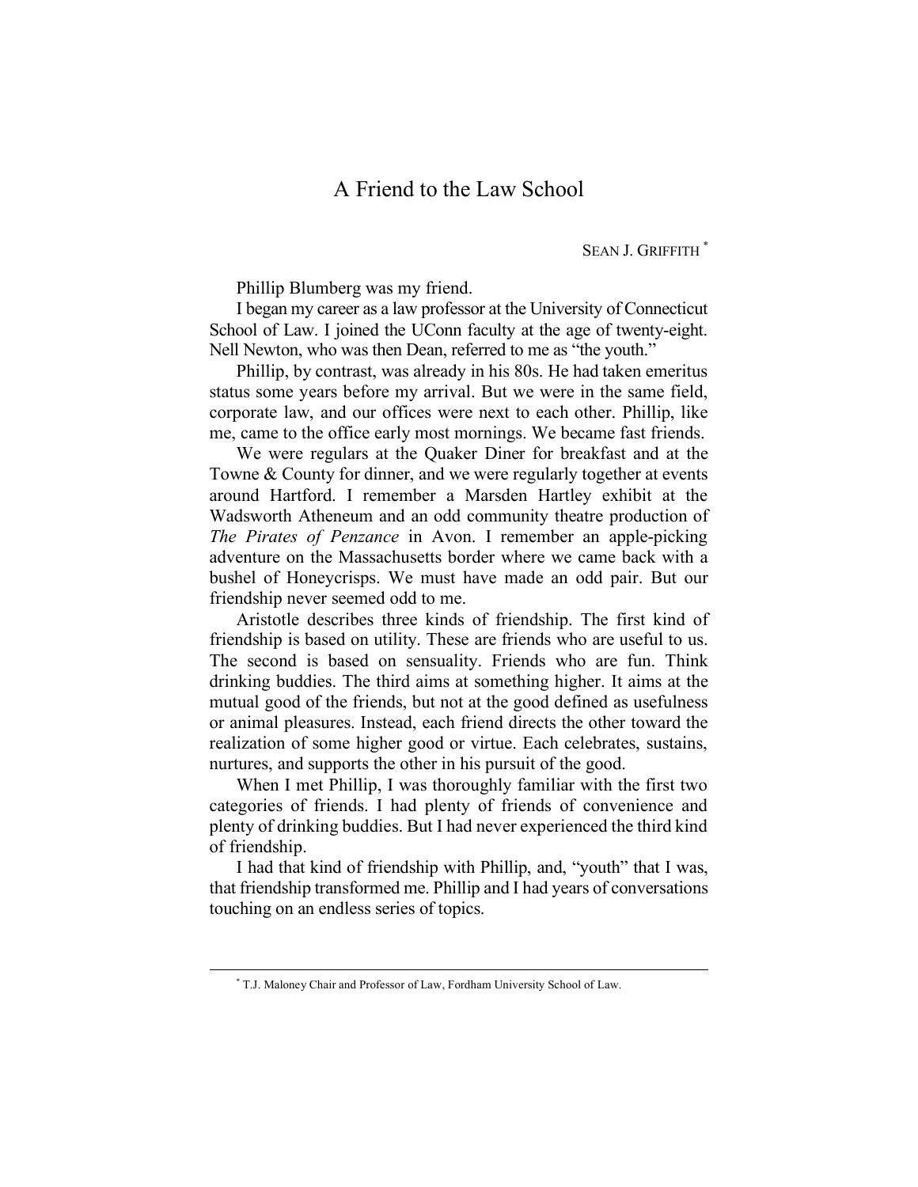# A Friend to the Law School

SEAN J. GRIFFITH [*]

Phillip Blumberg was my friend.

I began my career as a law professor at the University of Connecticut School of Law. I joined the UConn faculty at the age of twenty-eight. Nell Newton, who was then Dean, referred to me as "the youth."

Phillip, by contrast, was already in his 80s. He had taken emeritus status some years before my arrival. But we were in the same field, corporate law, and our offices were next to each other. Phillip, like me, came to the office early most mornings. We became fast friends.

We were regulars at the Quaker Diner for breakfast and at the Towne & County for dinner, and we were regularly together at events around Hartford. I remember a Marsden Hartley exhibit at the Wadsworth Atheneum and an odd community theatre production of *The Pirates of Penzance* in Avon. I remember an apple-picking adventure on the Massachusetts border where we came back with a bushel of Honeycrisps. We must have made an odd pair. But our friendship never seemed odd to me.

Aristotle describes three kinds of friendship. The first kind of friendship is based on utility. These are friends who are useful to us. The second is based on sensuality. Friends who are fun. Think drinking buddies. The third aims at something higher. It aims at the mutual good of the friends, but not at the good defined as usefulness or animal pleasures. Instead, each friend directs the other toward the realization of some higher good or virtue. Each celebrates, sustains, nurtures, and supports the other in his pursuit of the good.

When I met Phillip, I was thoroughly familiar with the first two categories of friends. I had plenty of friends of convenience and plenty of drinking buddies. But I had never experienced the third kind of friendship.

I had that kind of friendship with Phillip, and, "youth" that I was, that friendship transformed me. Phillip and I had years of conversations touching on an endless series of topics.

---

[*] T.J. Maloney Chair and Professor of Law, Fordham University School of Law.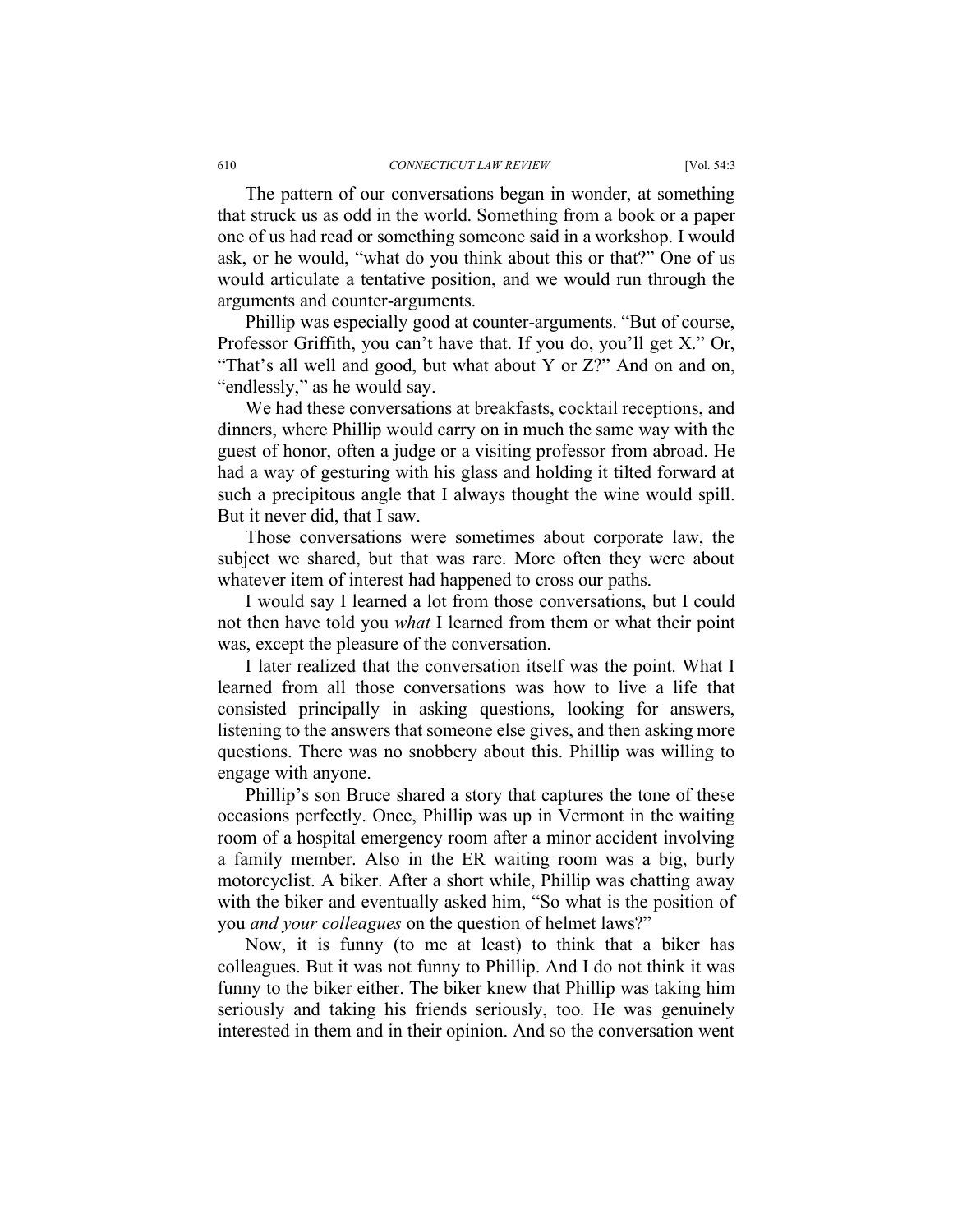The pattern of our conversations began in wonder, at something that struck us as odd in the world. Something from a book or a paper one of us had read or something someone said in a workshop. I would ask, or he would, "what do you think about this or that?" One of us would articulate a tentative position, and we would run through the arguments and counter-arguments.

Phillip was especially good at counter-arguments. "But of course, Professor Griffith, you can't have that. If you do, you'll get X." Or, "That's all well and good, but what about Y or Z?" And on and on, "endlessly," as he would say.

We had these conversations at breakfasts, cocktail receptions, and dinners, where Phillip would carry on in much the same way with the guest of honor, often a judge or a visiting professor from abroad. He had a way of gesturing with his glass and holding it tilted forward at such a precipitous angle that I always thought the wine would spill. But it never did, that I saw.

Those conversations were sometimes about corporate law, the subject we shared, but that was rare. More often they were about whatever item of interest had happened to cross our paths.

I would say I learned a lot from those conversations, but I could not then have told you *what* I learned from them or what their point was, except the pleasure of the conversation.

I later realized that the conversation itself was the point. What I learned from all those conversations was how to live a life that consisted principally in asking questions, looking for answers, listening to the answers that someone else gives, and then asking more questions. There was no snobbery about this. Phillip was willing to engage with anyone.

Phillip's son Bruce shared a story that captures the tone of these occasions perfectly. Once, Phillip was up in Vermont in the waiting room of a hospital emergency room after a minor accident involving a family member. Also in the ER waiting room was a big, burly motorcyclist. A biker. After a short while, Phillip was chatting away with the biker and eventually asked him, "So what is the position of you *and your colleagues* on the question of helmet laws?"

Now, it is funny (to me at least) to think that a biker has colleagues. But it was not funny to Phillip. And I do not think it was funny to the biker either. The biker knew that Phillip was taking him seriously and taking his friends seriously, too. He was genuinely interested in them and in their opinion. And so the conversation went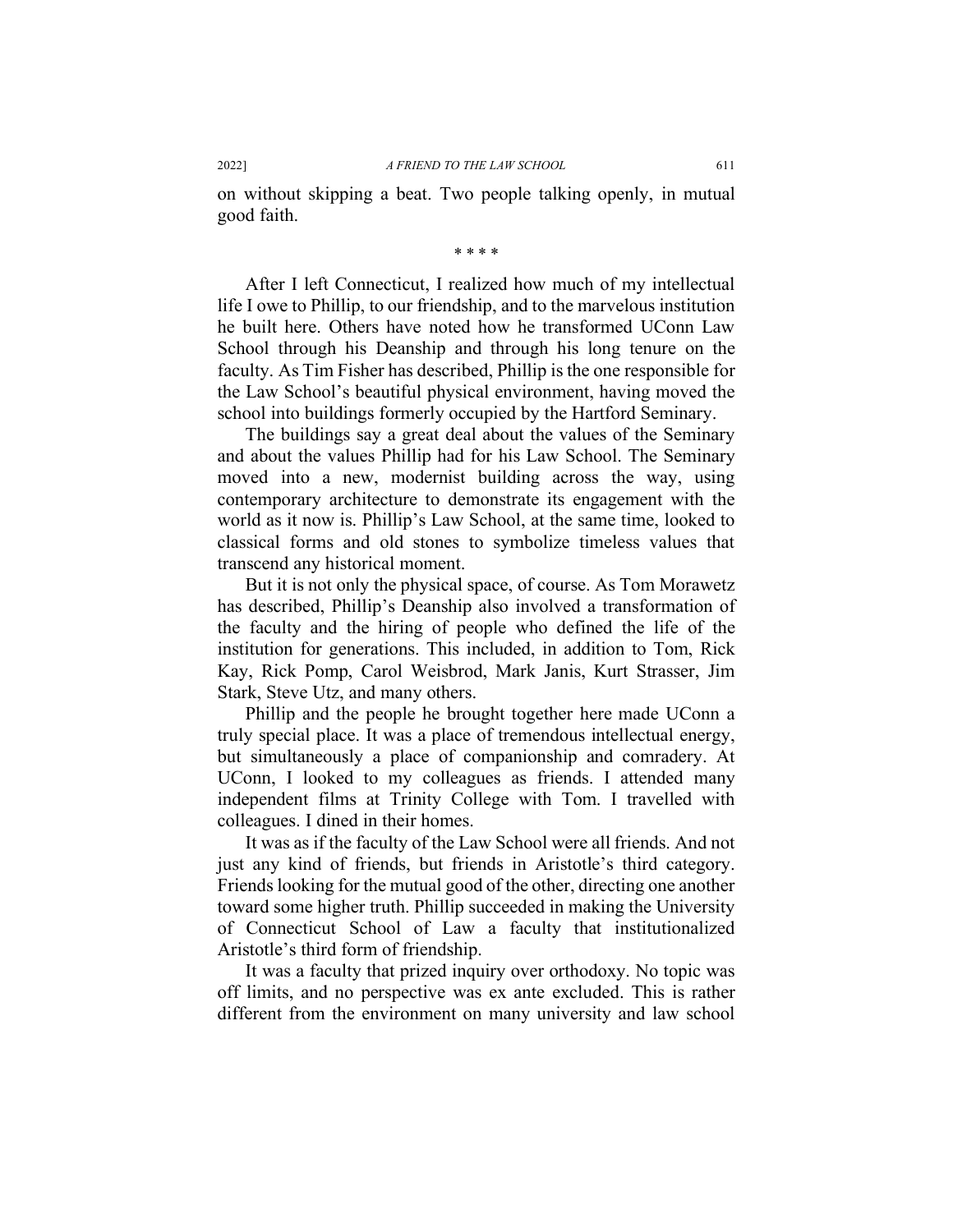on without skipping a beat. Two people talking openly, in mutual good faith.

\* \* \* \*

After I left Connecticut, I realized how much of my intellectual life I owe to Phillip, to our friendship, and to the marvelous institution he built here. Others have noted how he transformed UConn Law School through his Deanship and through his long tenure on the faculty. As Tim Fisher has described, Phillip is the one responsible for the Law School's beautiful physical environment, having moved the school into buildings formerly occupied by the Hartford Seminary.

The buildings say a great deal about the values of the Seminary and about the values Phillip had for his Law School. The Seminary moved into a new, modernist building across the way, using contemporary architecture to demonstrate its engagement with the world as it now is. Phillip's Law School, at the same time, looked to classical forms and old stones to symbolize timeless values that transcend any historical moment.

But it is not only the physical space, of course. As Tom Morawetz has described, Phillip's Deanship also involved a transformation of the faculty and the hiring of people who defined the life of the institution for generations. This included, in addition to Tom, Rick Kay, Rick Pomp, Carol Weisbrod, Mark Janis, Kurt Strasser, Jim Stark, Steve Utz, and many others.

Phillip and the people he brought together here made UConn a truly special place. It was a place of tremendous intellectual energy, but simultaneously a place of companionship and comradery. At UConn, I looked to my colleagues as friends. I attended many independent films at Trinity College with Tom. I travelled with colleagues. I dined in their homes.

It was as if the faculty of the Law School were all friends. And not just any kind of friends, but friends in Aristotle's third category. Friends looking for the mutual good of the other, directing one another toward some higher truth. Phillip succeeded in making the University of Connecticut School of Law a faculty that institutionalized Aristotle's third form of friendship.

It was a faculty that prized inquiry over orthodoxy. No topic was off limits, and no perspective was ex ante excluded. This is rather different from the environment on many university and law school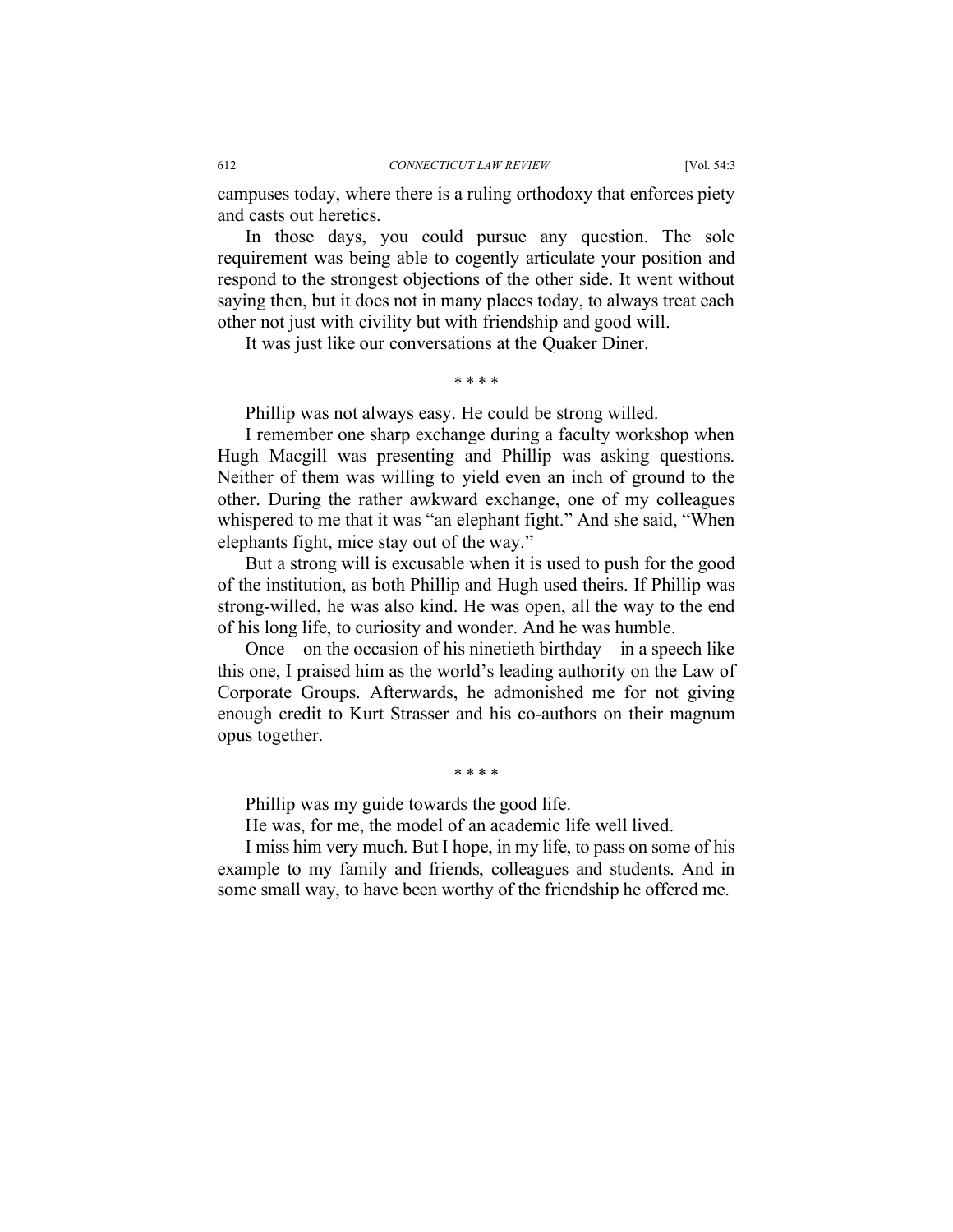campuses today, where there is a ruling orthodoxy that enforces piety and casts out heretics.

In those days, you could pursue any question. The sole requirement was being able to cogently articulate your position and respond to the strongest objections of the other side. It went without saying then, but it does not in many places today, to always treat each other not just with civility but with friendship and good will.

It was just like our conversations at the Quaker Diner.

\* \* \* \*

Phillip was not always easy. He could be strong willed.

I remember one sharp exchange during a faculty workshop when Hugh Macgill was presenting and Phillip was asking questions. Neither of them was willing to yield even an inch of ground to the other. During the rather awkward exchange, one of my colleagues whispered to me that it was "an elephant fight." And she said, "When elephants fight, mice stay out of the way."

But a strong will is excusable when it is used to push for the good of the institution, as both Phillip and Hugh used theirs. If Phillip was strong-willed, he was also kind. He was open, all the way to the end of his long life, to curiosity and wonder. And he was humble.

Once—on the occasion of his ninetieth birthday—in a speech like this one, I praised him as the world's leading authority on the Law of Corporate Groups. Afterwards, he admonished me for not giving enough credit to Kurt Strasser and his co-authors on their magnum opus together.

\* \* \* \*

Phillip was my guide towards the good life.

He was, for me, the model of an academic life well lived.

I miss him very much. But I hope, in my life, to pass on some of his example to my family and friends, colleagues and students. And in some small way, to have been worthy of the friendship he offered me.